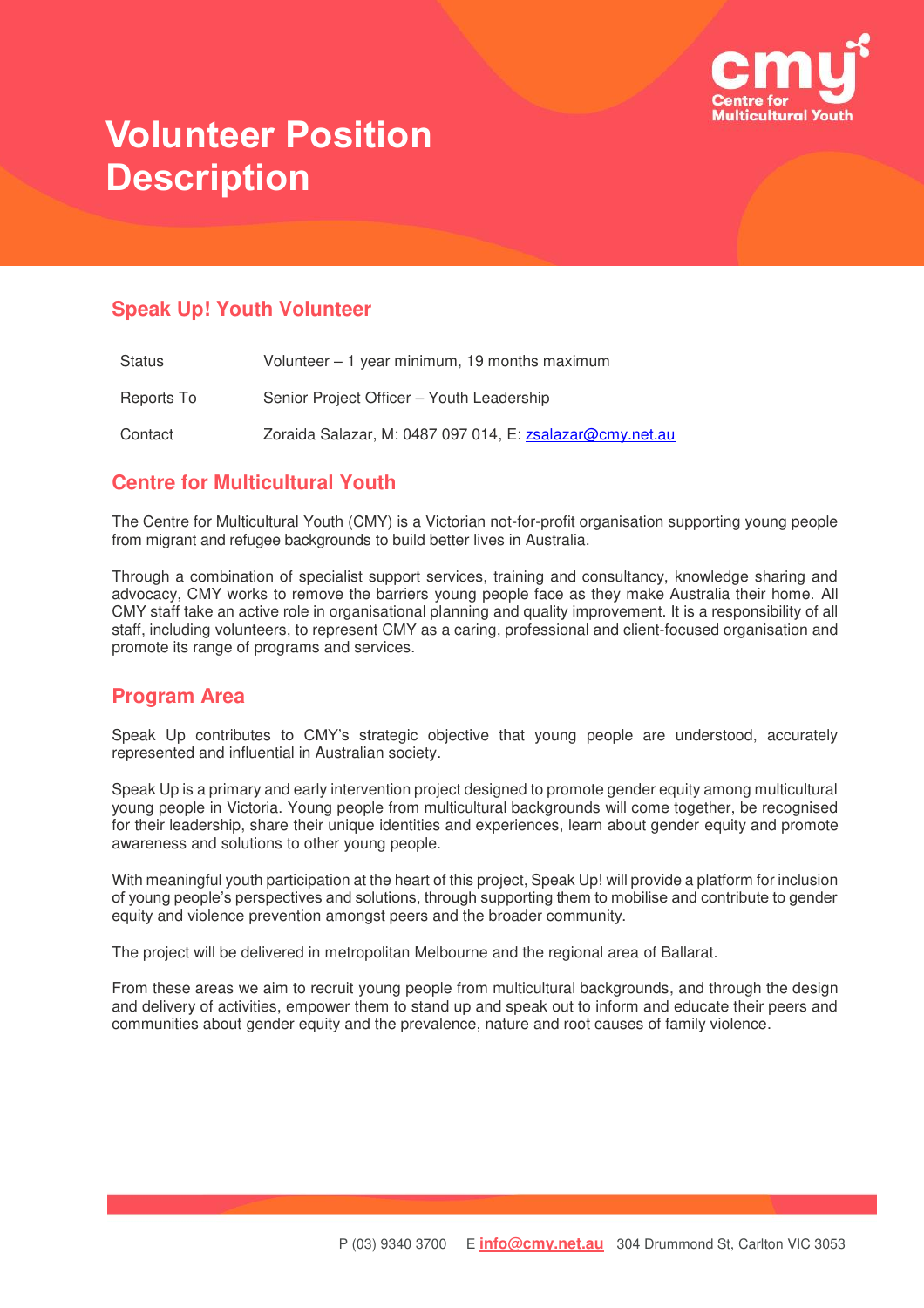# Volunteer Position Description

## Speak Up! Youth Volunteer

| | |
|---|---|
| Status | Volunteer – 1 year minimum, 19 months maximum |
| Reports To | Senior Project Officer – Youth Leadership |
| Contact | Zoraida Salazar, M: 0487 097 014, E: zsalazar@cmy.net.au |

## Centre for Multicultural Youth

The Centre for Multicultural Youth (CMY) is a Victorian not-for-profit organisation supporting young people from migrant and refugee backgrounds to build better lives in Australia.

Through a combination of specialist support services, training and consultancy, knowledge sharing and advocacy, CMY works to remove the barriers young people face as they make Australia their home. All CMY staff take an active role in organisational planning and quality improvement. It is a responsibility of all staff, including volunteers, to represent CMY as a caring, professional and client-focused organisation and promote its range of programs and services.

## Program Area

Speak Up contributes to CMY's strategic objective that young people are understood, accurately represented and influential in Australian society.

Speak Up is a primary and early intervention project designed to promote gender equity among multicultural young people in Victoria. Young people from multicultural backgrounds will come together, be recognised for their leadership, share their unique identities and experiences, learn about gender equity and promote awareness and solutions to other young people.

With meaningful youth participation at the heart of this project, Speak Up! will provide a platform for inclusion of young people's perspectives and solutions, through supporting them to mobilise and contribute to gender equity and violence prevention amongst peers and the broader community.

The project will be delivered in metropolitan Melbourne and the regional area of Ballarat.

From these areas we aim to recruit young people from multicultural backgrounds, and through the design and delivery of activities, empower them to stand up and speak out to inform and educate their peers and communities about gender equity and the prevalence, nature and root causes of family violence.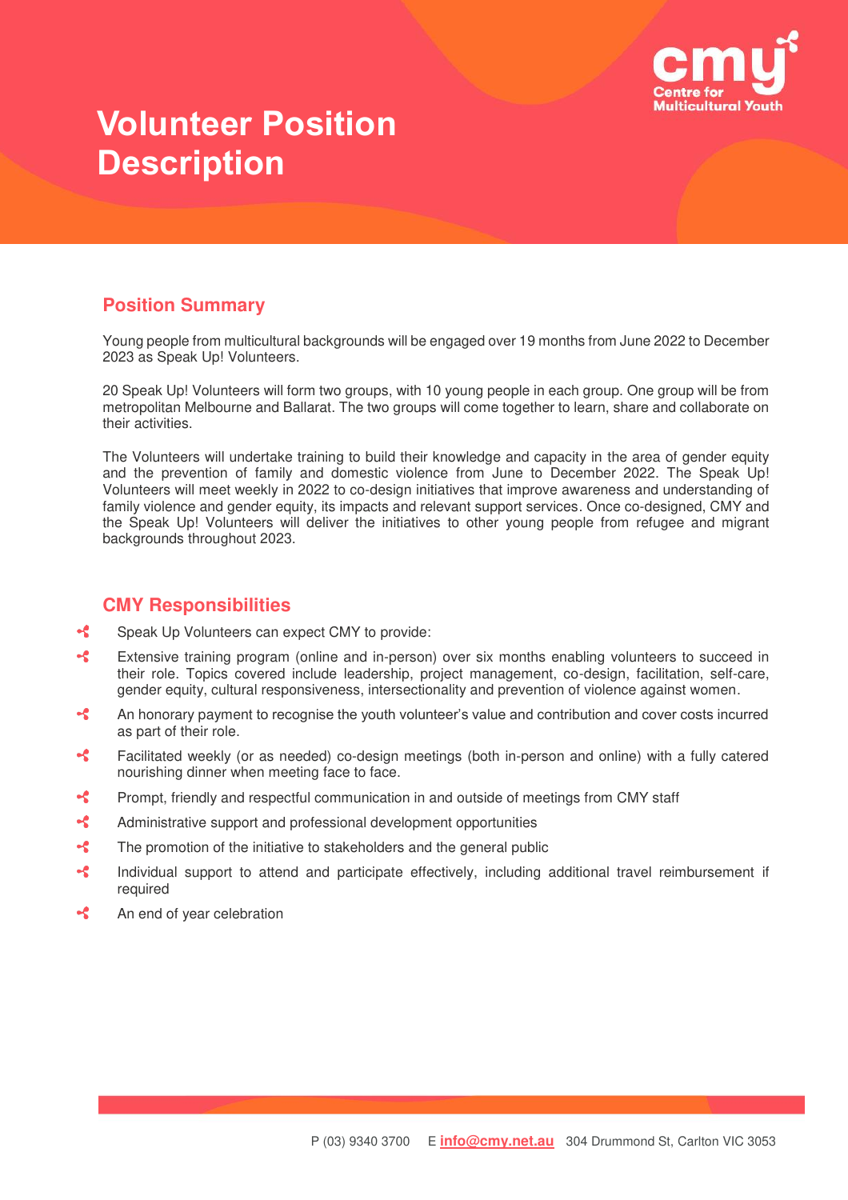# Volunteer Position Description

## Position Summary

Young people from multicultural backgrounds will be engaged over 19 months from June 2022 to December 2023 as Speak Up! Volunteers.

20 Speak Up! Volunteers will form two groups, with 10 young people in each group. One group will be from metropolitan Melbourne and Ballarat. The two groups will come together to learn, share and collaborate on their activities.

The Volunteers will undertake training to build their knowledge and capacity in the area of gender equity and the prevention of family and domestic violence from June to December 2022. The Speak Up! Volunteers will meet weekly in 2022 to co-design initiatives that improve awareness and understanding of family violence and gender equity, its impacts and relevant support services. Once co-designed, CMY and the Speak Up! Volunteers will deliver the initiatives to other young people from refugee and migrant backgrounds throughout 2023.

## CMY Responsibilities

- Speak Up Volunteers can expect CMY to provide:
- Extensive training program (online and in-person) over six months enabling volunteers to succeed in their role. Topics covered include leadership, project management, co-design, facilitation, self-care, gender equity, cultural responsiveness, intersectionality and prevention of violence against women.
- An honorary payment to recognise the youth volunteer's value and contribution and cover costs incurred as part of their role.
- Facilitated weekly (or as needed) co-design meetings (both in-person and online) with a fully catered nourishing dinner when meeting face to face.
- Prompt, friendly and respectful communication in and outside of meetings from CMY staff
- Administrative support and professional development opportunities
- The promotion of the initiative to stakeholders and the general public
- Individual support to attend and participate effectively, including additional travel reimbursement if required
- An end of year celebration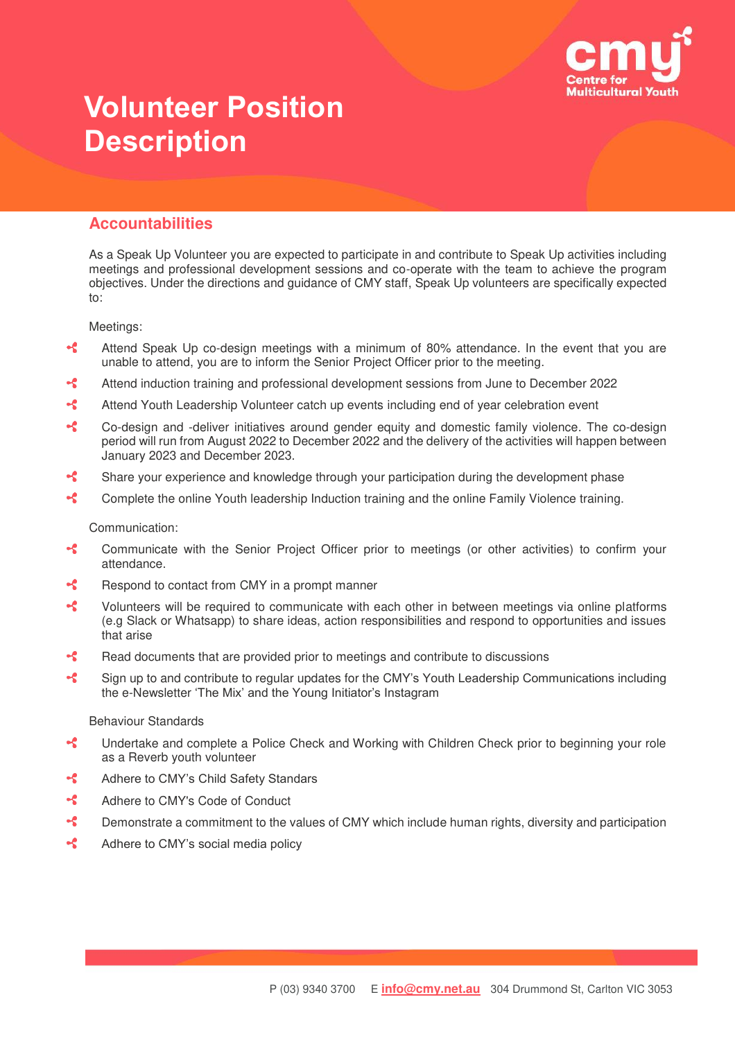# Volunteer Position Description

## Accountabilities

As a Speak Up Volunteer you are expected to participate in and contribute to Speak Up activities including meetings and professional development sessions and co-operate with the team to achieve the program objectives. Under the directions and guidance of CMY staff, Speak Up volunteers are specifically expected to:

Meetings:

- Attend Speak Up co-design meetings with a minimum of 80% attendance. In the event that you are unable to attend, you are to inform the Senior Project Officer prior to the meeting.
- Attend induction training and professional development sessions from June to December 2022
- Attend Youth Leadership Volunteer catch up events including end of year celebration event
- Co-design and -deliver initiatives around gender equity and domestic family violence. The co-design period will run from August 2022 to December 2022 and the delivery of the activities will happen between January 2023 and December 2023.
- Share your experience and knowledge through your participation during the development phase
- Complete the online Youth leadership Induction training and the online Family Violence training.

Communication:

- Communicate with the Senior Project Officer prior to meetings (or other activities) to confirm your attendance.
- Respond to contact from CMY in a prompt manner
- Volunteers will be required to communicate with each other in between meetings via online platforms (e.g Slack or Whatsapp) to share ideas, action responsibilities and respond to opportunities and issues that arise
- Read documents that are provided prior to meetings and contribute to discussions
- Sign up to and contribute to regular updates for the CMY's Youth Leadership Communications including the e-Newsletter 'The Mix' and the Young Initiator's Instagram

Behaviour Standards

- Undertake and complete a Police Check and Working with Children Check prior to beginning your role as a Reverb youth volunteer
- Adhere to CMY's Child Safety Standars
- Adhere to CMY's Code of Conduct
- Demonstrate a commitment to the values of CMY which include human rights, diversity and participation
- Adhere to CMY's social media policy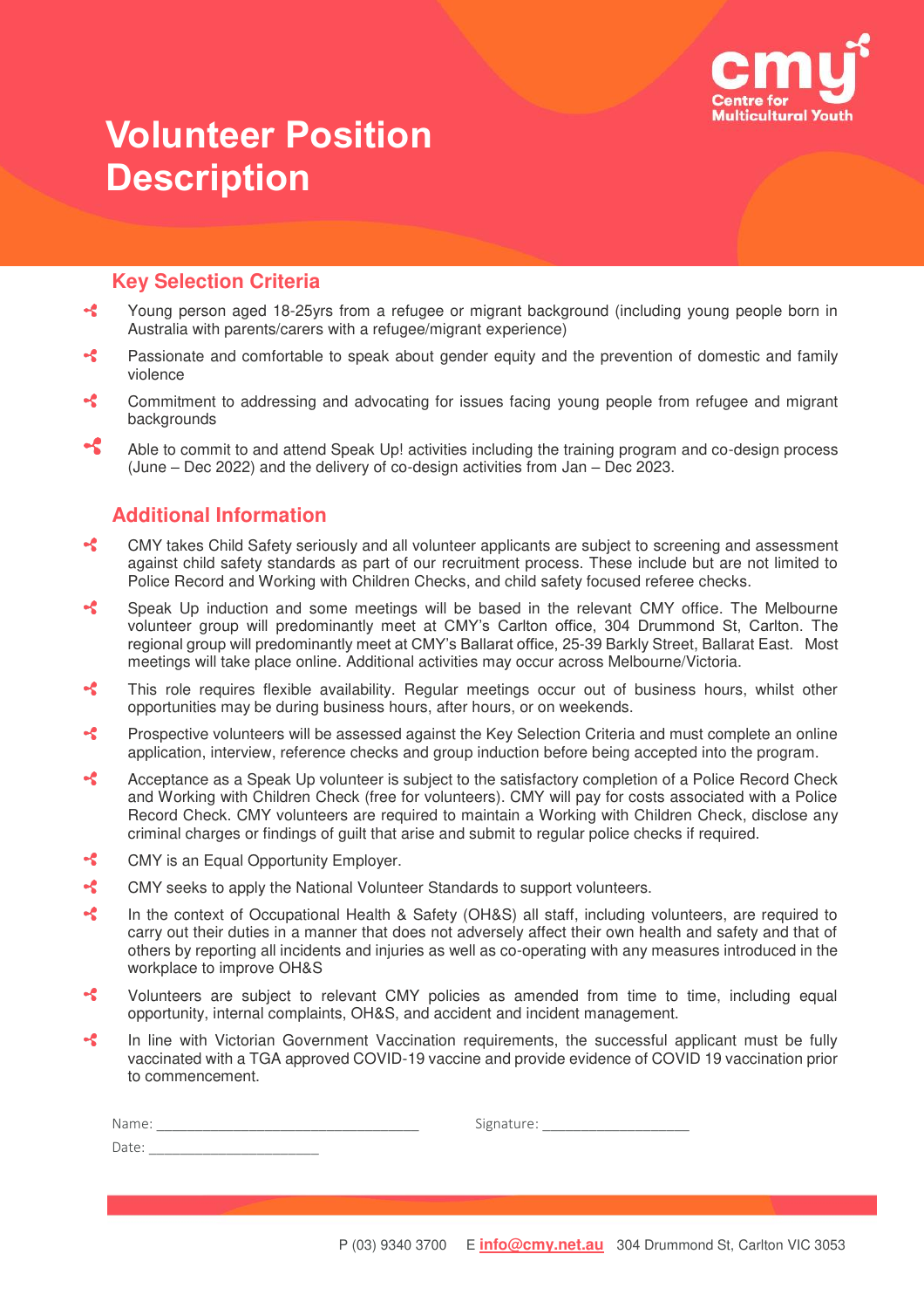# Volunteer Position Description

## Key Selection Criteria

- Young person aged 18-25yrs from a refugee or migrant background (including young people born in Australia with parents/carers with a refugee/migrant experience)
- Passionate and comfortable to speak about gender equity and the prevention of domestic and family violence
- Commitment to addressing and advocating for issues facing young people from refugee and migrant backgrounds
- Able to commit to and attend Speak Up! activities including the training program and co-design process (June – Dec 2022) and the delivery of co-design activities from Jan – Dec 2023.

## Additional Information

- CMY takes Child Safety seriously and all volunteer applicants are subject to screening and assessment against child safety standards as part of our recruitment process. These include but are not limited to Police Record and Working with Children Checks, and child safety focused referee checks.
- Speak Up induction and some meetings will be based in the relevant CMY office. The Melbourne volunteer group will predominantly meet at CMY's Carlton office, 304 Drummond St, Carlton. The regional group will predominantly meet at CMY's Ballarat office, 25-39 Barkly Street, Ballarat East. Most meetings will take place online. Additional activities may occur across Melbourne/Victoria.
- This role requires flexible availability. Regular meetings occur out of business hours, whilst other opportunities may be during business hours, after hours, or on weekends.
- Prospective volunteers will be assessed against the Key Selection Criteria and must complete an online application, interview, reference checks and group induction before being accepted into the program.
- Acceptance as a Speak Up volunteer is subject to the satisfactory completion of a Police Record Check and Working with Children Check (free for volunteers). CMY will pay for costs associated with a Police Record Check. CMY volunteers are required to maintain a Working with Children Check, disclose any criminal charges or findings of guilt that arise and submit to regular police checks if required.
- CMY is an Equal Opportunity Employer.
- CMY seeks to apply the National Volunteer Standards to support volunteers.
- In the context of Occupational Health & Safety (OH&S) all staff, including volunteers, are required to carry out their duties in a manner that does not adversely affect their own health and safety and that of others by reporting all incidents and injuries as well as co-operating with any measures introduced in the workplace to improve OH&S
- Volunteers are subject to relevant CMY policies as amended from time to time, including equal opportunity, internal complaints, OH&S, and accident and incident management.
- In line with Victorian Government Vaccination requirements, the successful applicant must be fully vaccinated with a TGA approved COVID-19 vaccine and provide evidence of COVID 19 vaccination prior to commencement.

Name: ________________________________ Signature: ___________________

Date: ______________________

P (03) 9340 3700 E info@cmy.net.au 304 Drummond St, Carlton VIC 3053